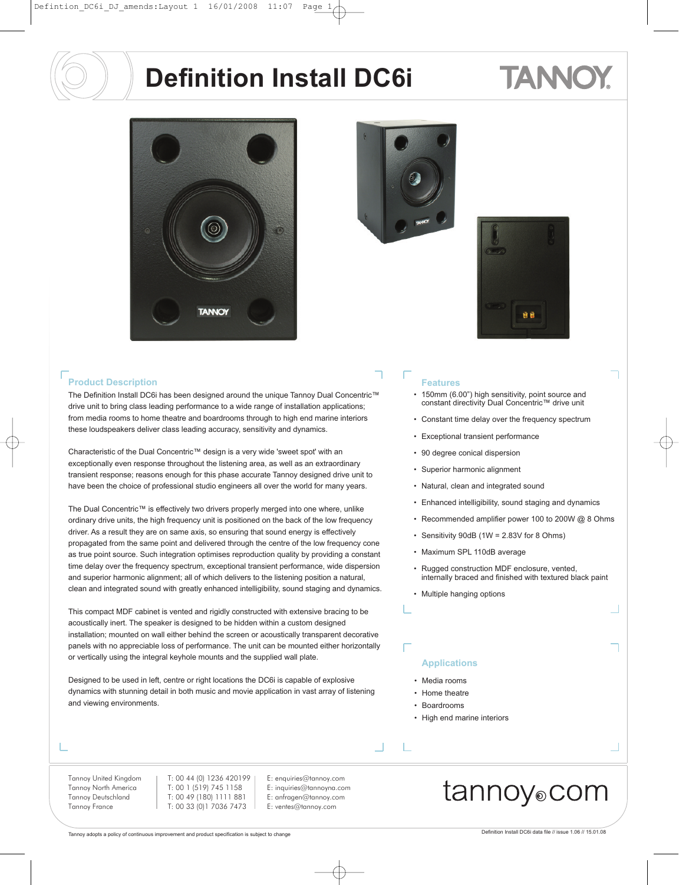# Definition Install DC6i

TANNOY

## Product Description

The Definition Install DC6i has been designed around the unique Tannoy Dual Concentric™ drive unit to bring class leading performance to a wide range of installation applications; from media rooms to home theatre and boardrooms through to high end marine interiors these loudspeakers deliver class leading accuracy, sensitivity and dynamics.

Characteristic of the Dual Concentric™ design is a very wide 'sweet spot' with an exceptionally even response throughout the listening area, as well as an extraordinary transient response; reasons enough for this phase accurate Tannoy designed drive unit to have been the choice of professional studio engineers all over the world for many years.

The Dual Concentric™ is effectively two drivers properly merged into one where, unlike ordinary drive units, the high frequency unit is positioned on the back of the low frequency driver. As a result they are on same axis, so ensuring that sound energy is effectively propagated from the same point and delivered through the centre of the low frequency cone as true point source. Such integration optimises reproduction quality by providing a constant time delay over the frequency spectrum, exceptional transient performance, wide dispersion and superior harmonic alignment; all of which delivers to the listening position a natural, clean and integrated sound with greatly enhanced intelligibility, sound staging and dynamics.

This compact MDF cabinet is vented and rigidly constructed with extensive bracing to be acoustically inert. The speaker is designed to be hidden within a custom designed installation; mounted on wall either behind the screen or acoustically transparent decorative panels with no appreciable loss of performance. The unit can be mounted either horizontally or vertically using the integral keyhole mounts and the supplied wall plate.

Designed to be used in left, centre or right locations the DC6i is capable of explosive dynamics with stunning detail in both music and movie application in vast array of listening and viewing environments.

## Features

- 150mm (6.00") high sensitivity, point source and constant directivity Dual Concentric™ drive unit
- Constant time delay over the frequency spectrum
- Exceptional transient performance
- 90 degree conical dispersion
- Superior harmonic alignment
- Natural, clean and integrated sound
- Enhanced intelligibility, sound staging and dynamics
- Recommended amplifier power 100 to 200W @ 8 Ohms
- Sensitivity 90dB (1W = 2.83V for 8 Ohms)
- Maximum SPL 110dB average
- Rugged construction MDF enclosure, vented, internally braced and finished with textured black paint
- Multiple hanging options

## Applications

- Media rooms
- Home theatre
- Boardrooms
- High end marine interiors

| | | |
|---|---|---|
| Tannoy United Kingdom | T: 00 44 (0) 1236 420199 | E: enquiries@tannoy.com |
| Tannoy North America | T: 00 1 (519) 745 1158 | E: inquiries@tannoyna.com |
| Tannoy Deutschland | T: 00 49 (180) 1111 881 | E: anfragen@tannoy.com |
| Tannoy France | T: 00 33 (0)1 7036 7473 | E: ventes@tannoy.com |

tannoy.com

Tannoy adopts a policy of continuous improvement and product specification is subject to change

Definition Install DC6i data file // issue 1.06 // 15.01.08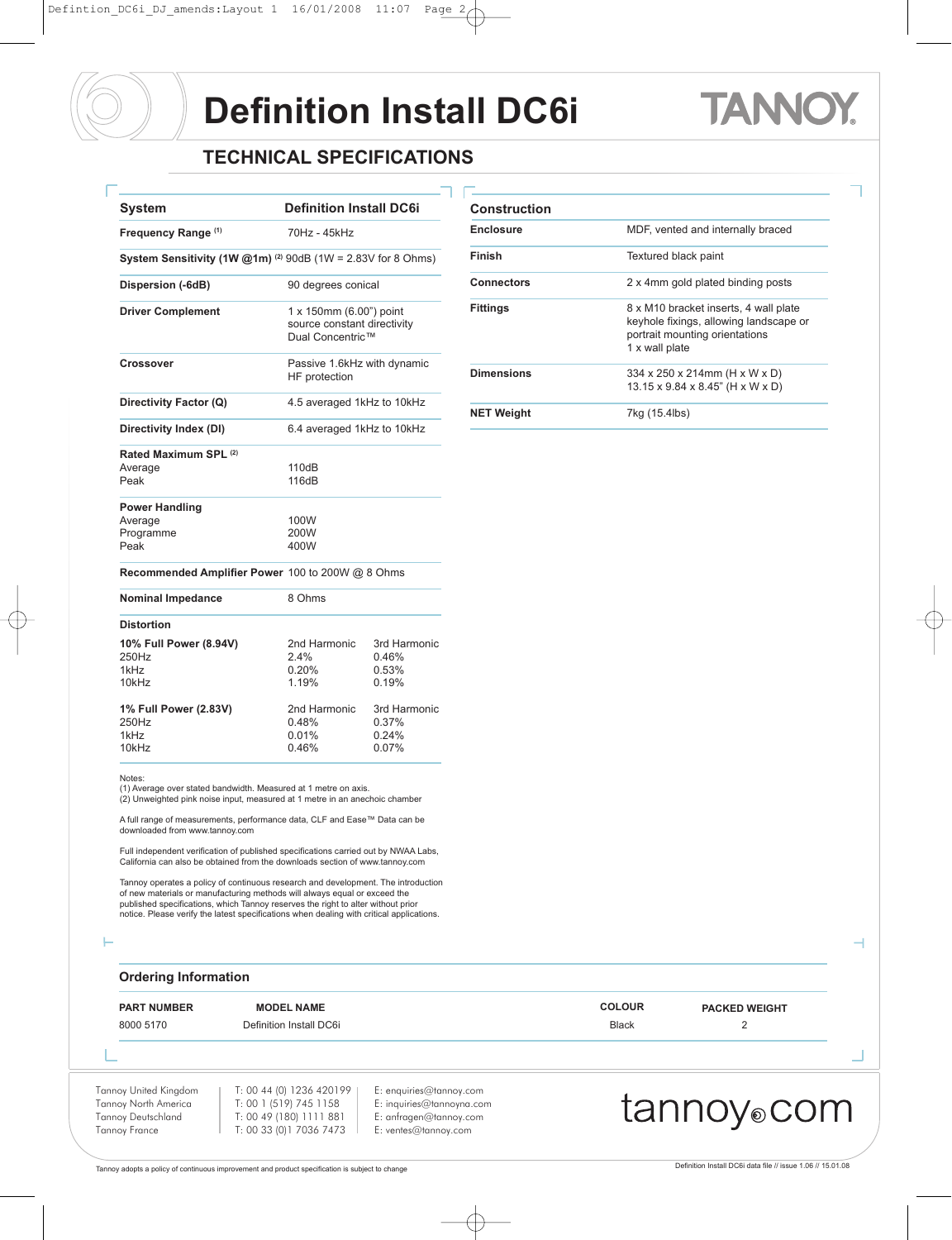# Definition Install DC6i

## TECHNICAL SPECIFICATIONS

| System | Definition Install DC6i | |
|---|---|---|
| **Frequency Range** (1) | 70Hz - 45kHz | |
| **System Sensitivity (1W @1m)** (2) | 90dB (1W = 2.83V for 8 Ohms) | |
| **Dispersion (-6dB)** | 90 degrees conical | |
| **Driver Complement** | 1 x 150mm (6.00") point source constant directivity Dual Concentric™ | |
| **Crossover** | Passive 1.6kHz with dynamic HF protection | |
| **Directivity Factor (Q)** | 4.5 averaged 1kHz to 10kHz | |
| **Directivity Index (DI)** | 6.4 averaged 1kHz to 10kHz | |
| **Rated Maximum SPL** (2) | | |
| Average | 110dB | |
| Peak | 116dB | |
| **Power Handling** | | |
| Average | 100W | |
| Programme | 200W | |
| Peak | 400W | |
| **Recommended Amplifier Power** | 100 to 200W @ 8 Ohms | |
| **Nominal Impedance** | 8 Ohms | |
| **Distortion** | | |
| **10% Full Power (8.94V)** | 2nd Harmonic | 3rd Harmonic |
| 250Hz | 2.4% | 0.46% |
| 1kHz | 0.20% | 0.53% |
| 10kHz | 1.19% | 0.19% |
| **1% Full Power (2.83V)** | 2nd Harmonic | 3rd Harmonic |
| 250Hz | 0.48% | 0.37% |
| 1kHz | 0.01% | 0.24% |
| 10kHz | 0.46% | 0.07% |

Notes:
(1) Average over stated bandwidth. Measured at 1 metre on axis.
(2) Unweighted pink noise input, measured at 1 metre in an anechoic chamber

A full range of measurements, performance data, CLF and Ease™ Data can be downloaded from www.tannoy.com

Full independent verification of published specifications carried out by NWAA Labs, California can also be obtained from the downloads section of www.tannoy.com

Tannoy operates a policy of continuous research and development. The introduction of new materials or manufacturing methods will always equal or exceed the published specifications, which Tannoy reserves the right to alter without prior notice. Please verify the latest specifications when dealing with critical applications.

| Construction | |
|---|---|
| **Enclosure** | MDF, vented and internally braced |
| **Finish** | Textured black paint |
| **Connectors** | 2 x 4mm gold plated binding posts |
| **Fittings** | 8 x M10 bracket inserts, 4 wall plate keyhole fixings, allowing landscape or portrait mounting orientations<br>1 x wall plate |
| **Dimensions** | 334 x 250 x 214mm (H x W x D)<br>13.15 x 9.84 x 8.45" (H x W x D) |
| **NET Weight** | 7kg (15.4lbs) |

## Ordering Information

| PART NUMBER | MODEL NAME | COLOUR | PACKED WEIGHT |
|---|---|---|---|
| 8000 5170 | Definition Install DC6i | Black | 2 |

| | | |
|---|---|---|
| Tannoy United Kingdom | T: 00 44 (0) 1236 420199 | E: enquiries@tannoy.com |
| Tannoy North America | T: 00 1 (519) 745 1158 | E: inquiries@tannoyna.com |
| Tannoy Deutschland | T: 00 49 (180) 1111 881 | E: anfragen@tannoy.com |
| Tannoy France | T: 00 33 (0)1 7036 7473 | E: ventes@tannoy.com |

tannoy.com

Tannoy adopts a policy of continuous improvement and product specification is subject to change

Definition Install DC6i data file // issue 1.06 // 15.01.08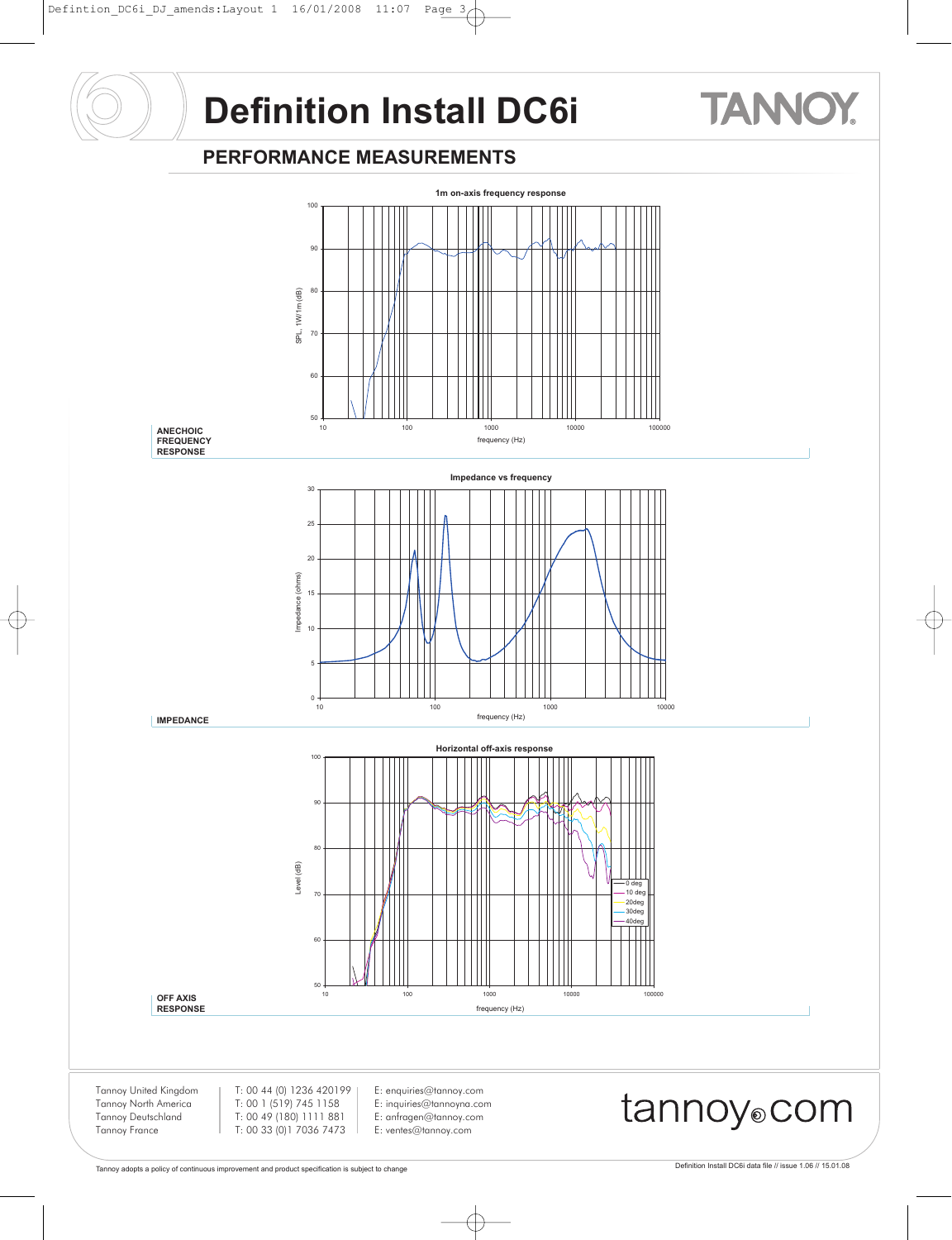# Definition Install DC6i

## PERFORMANCE MEASUREMENTS

**ANECHOIC FREQUENCY RESPONSE**

1m on-axis frequency response

SPL, 1W/1m (dB)

frequency (Hz)

**IMPEDANCE**

Impedance vs frequency

Impedance (ohms)

frequency (Hz)

**OFF AXIS RESPONSE**

Horizontal off-axis response

Level (dB)

frequency (Hz)

0 deg, 10 deg, 20deg, 30deg, 40deg

Tannoy United Kingdom — T: 00 44 (0) 1236 420199 — E: enquiries@tannoy.com
Tannoy North America — T: 00 1 (519) 745 1158 — E: inquiries@tannoyna.com
Tannoy Deutschland — T: 00 49 (180) 1111 881 — E: anfragen@tannoy.com
Tannoy France — T: 00 33 (0)1 7036 7473 — E: ventes@tannoy.com

tannoy.com

Tannoy adopts a policy of continuous improvement and product specification is subject to change

Definition Install DC6i data file // issue 1.06 // 15.01.08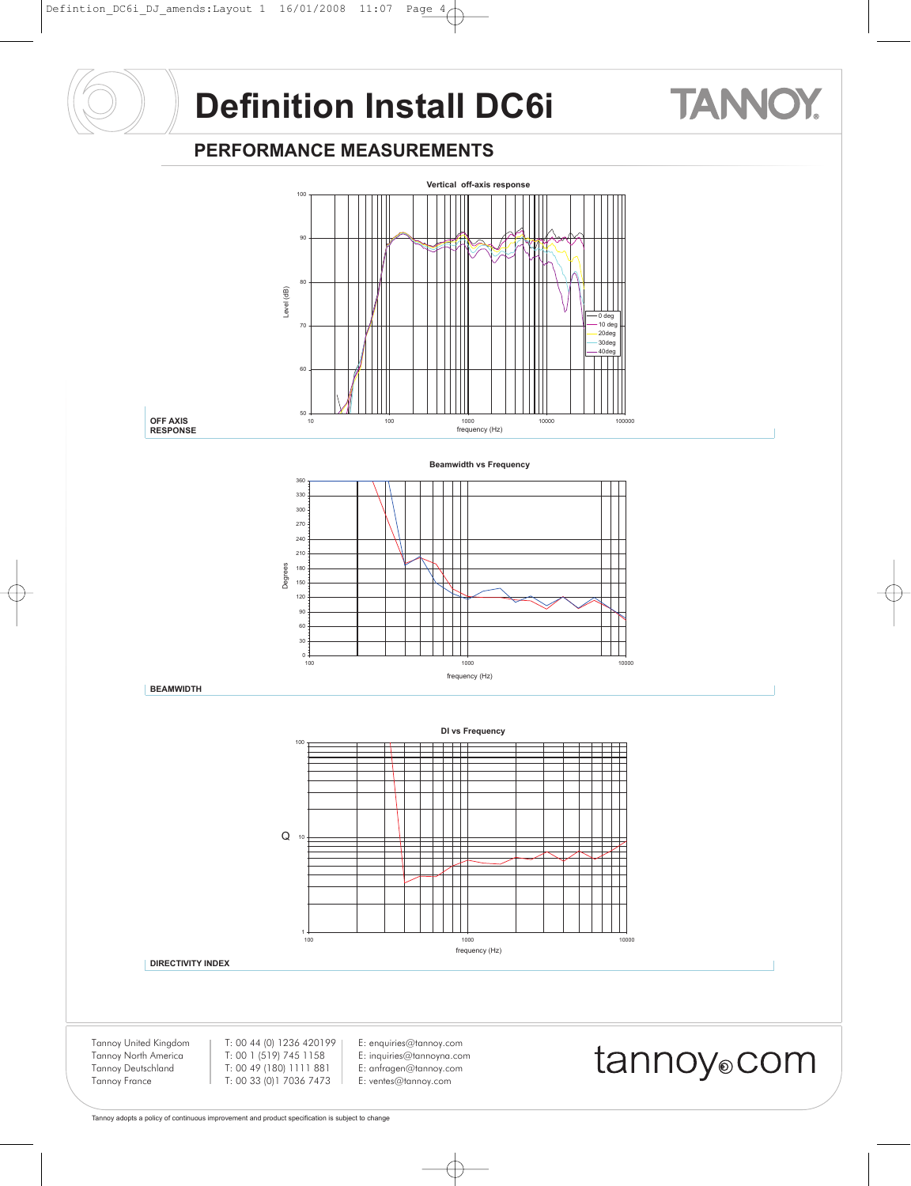# Definition Install DC6i

## PERFORMANCE MEASUREMENTS

**Vertical off-axis response**

Level (dB): 50, 60, 70, 80, 90, 100

frequency (Hz): 10, 100, 1000, 10000, 100000

Legend: 0 deg, 10 deg, 20deg, 30deg, 40deg

**OFF AXIS RESPONSE**

**Beamwidth vs Frequency**

Degrees: 0, 30, 60, 90, 120, 150, 180, 210, 240, 270, 300, 330, 360

frequency (Hz): 100, 1000, 10000

**BEAMWIDTH**

**DI vs Frequency**

Q: 1, 10, 100

frequency (Hz): 100, 1000, 10000

**DIRECTIVITY INDEX**

| | | |
|---|---|---|
| Tannoy United Kingdom | T: 00 44 (0) 1236 420199 | E: enquiries@tannoy.com |
| Tannoy North America | T: 00 1 (519) 745 1158 | E: inquiries@tannoyna.com |
| Tannoy Deutschland | T: 00 49 (180) 1111 881 | E: anfragen@tannoy.com |
| Tannoy France | T: 00 33 (0)1 7036 7473 | E: ventes@tannoy.com |

tannoy.com

Tannoy adopts a policy of continuous improvement and product specification is subject to change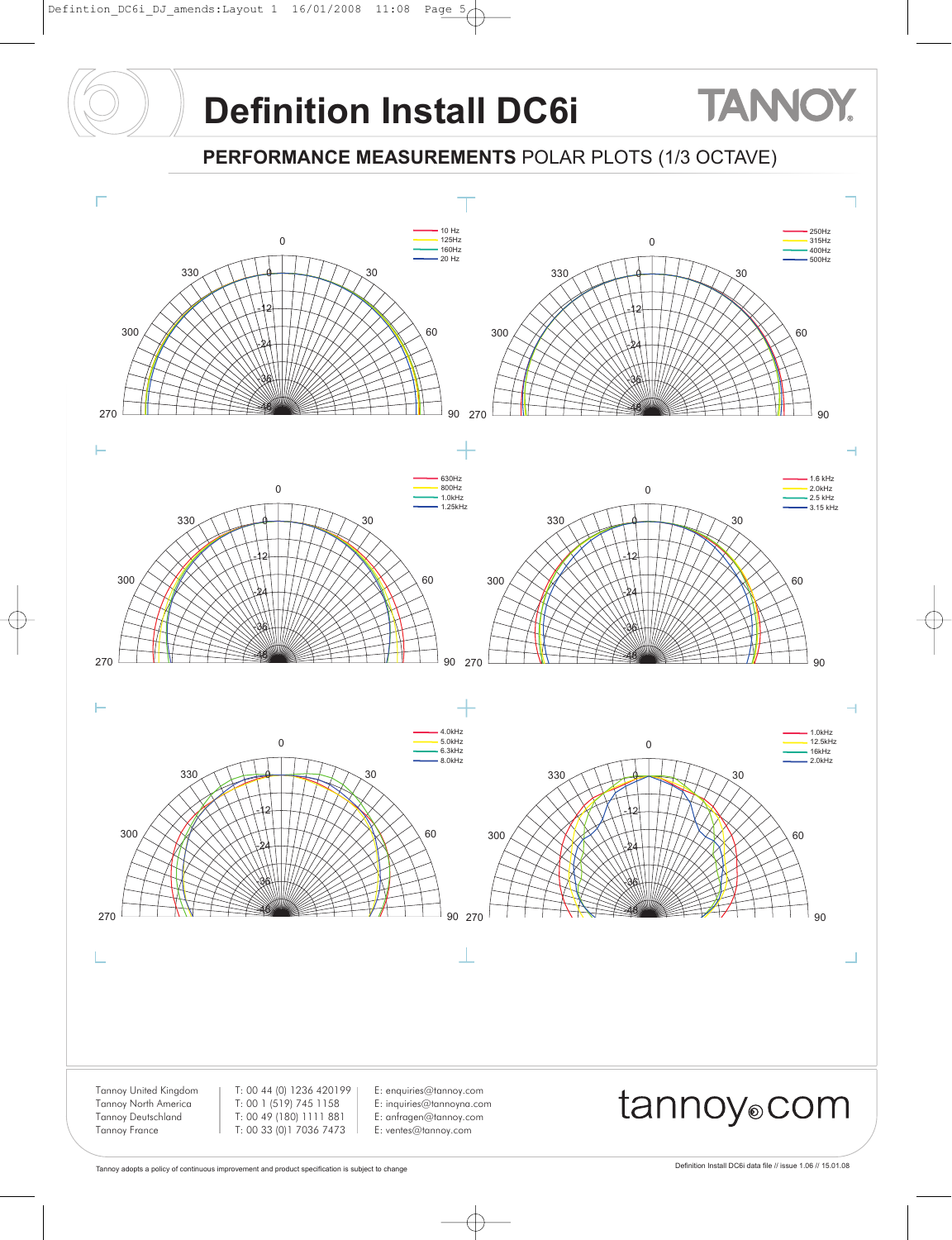# Definition Install DC6i

## PERFORMANCE MEASUREMENTS POLAR PLOTS (1/3 OCTAVE)

10 Hz
125Hz
160Hz
20 Hz

0, 30, 60, 90, 270, 300, 330
0, -12, -24, -36, -48

250Hz
315Hz
400Hz
500Hz

0, 30, 60, 90, 270, 300, 330
0, -12, -24, -36, -48

630Hz
800Hz
1.0kHz
1.25kHz

0, 30, 60, 90, 270, 300, 330
0, -12, -24, -36, -48

1.6 kHz
2.0kHz
2.5 kHz
3.15 kHz

0, 30, 60, 90, 270, 300, 330
0, -12, -24, -36, -48

4.0kHz
5.0kHz
6.3kHz
8.0kHz

0, 30, 60, 90, 270, 300, 330
0, -12, -24, -36, -48

1.0kHz
12.5kHz
16kHz
2.0kHz

0, 30, 60, 90, 270, 300, 330
0, -12, -24, -36, -48

Tannoy United Kingdom T: 00 44 (0) 1236 420199 E: enquiries@tannoy.com
Tannoy North America T: 00 1 (519) 745 1158 E: inquiries@tannoyna.com
Tannoy Deutschland T: 00 49 (180) 1111 881 E: anfragen@tannoy.com
Tannoy France T: 00 33 (0)1 7036 7473 E: ventes@tannoy.com

tannoy.com

Tannoy adopts a policy of continuous improvement and product specification is subject to change

Definition Install DC6i data file // issue 1.06 // 15.01.08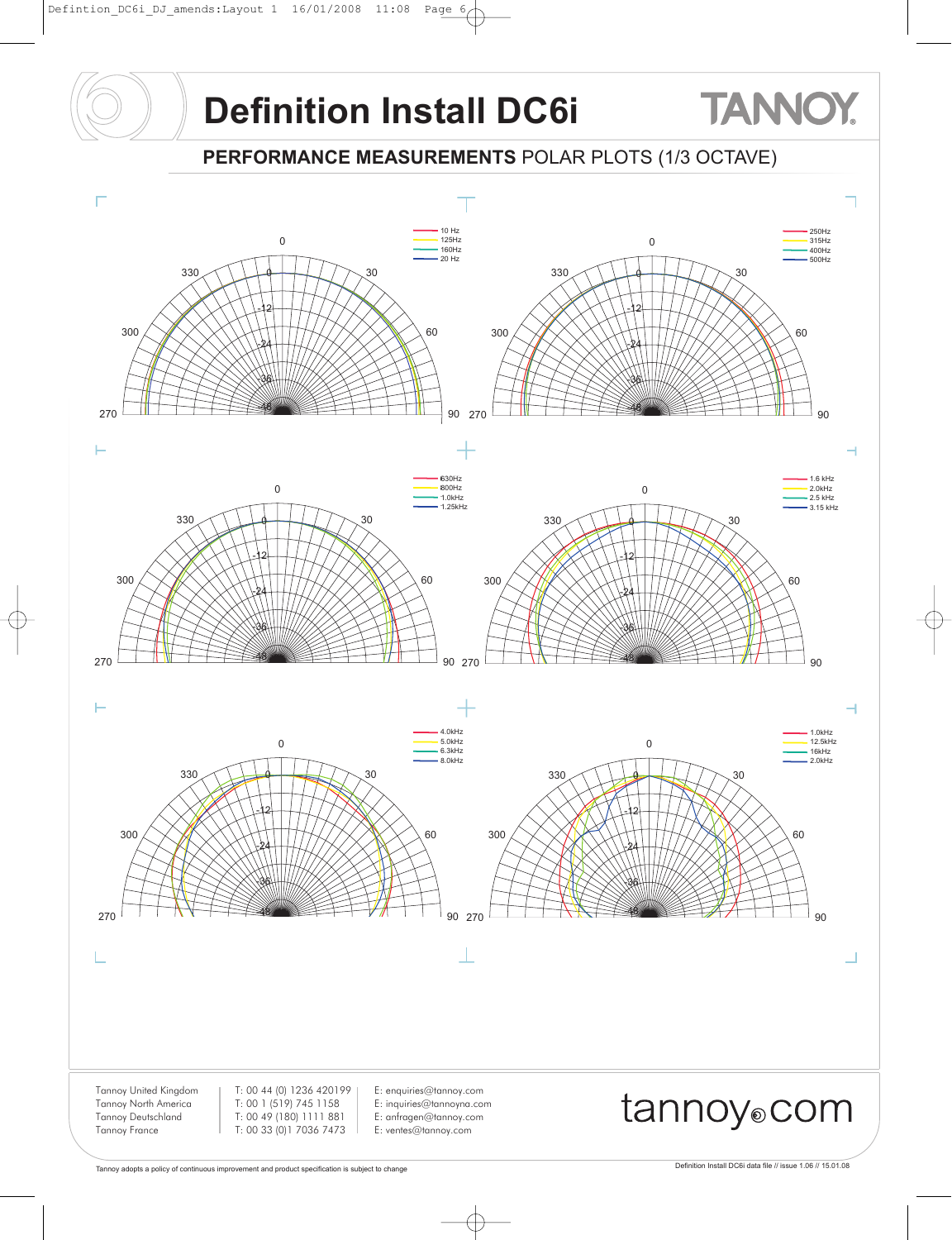# Definition Install DC6i

## PERFORMANCE MEASUREMENTS POLAR PLOTS (1/3 OCTAVE)

10 Hz
125Hz
160Hz
20 Hz

250Hz
315Hz
400Hz
500Hz

630Hz
800Hz
1.0kHz
1.25kHz

1.6 kHz
2.0kHz
2.5 kHz
3.15 kHz

4.0kHz
5.0kHz
6.3kHz
8.0kHz

1.0kHz
12.5kHz
16kHz
2.0kHz

Tannoy United Kingdom — T: 00 44 (0) 1236 420199 — E: enquiries@tannoy.com
Tannoy North America — T: 00 1 (519) 745 1158 — E: inquiries@tannoyna.com
Tannoy Deutschland — T: 00 49 (180) 1111 881 — E: anfragen@tannoy.com
Tannoy France — T: 00 33 (0)1 7036 7473 — E: ventes@tannoy.com

tannoy.com

Tannoy adopts a policy of continuous improvement and product specification is subject to change

Definition Install DC6i data file // issue 1.06 // 15.01.08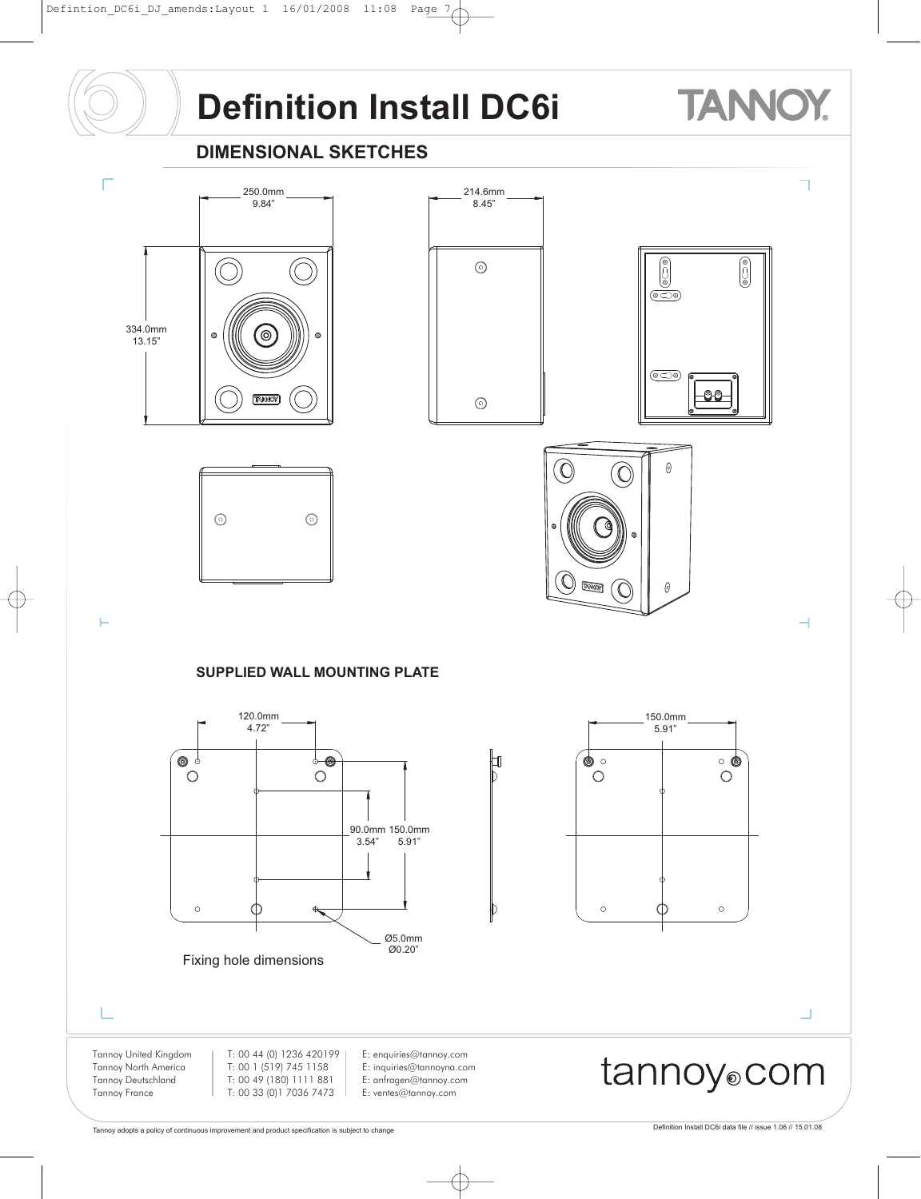# Definition Install DC6i

## DIMENSIONAL SKETCHES

250.0mm
9.84"

214.6mm
8.45"

334.0mm
13.15"

### SUPPLIED WALL MOUNTING PLATE

120.0mm
4.72"

90.0mm
3.54"

150.0mm
5.91"

150.0mm
5.91"

Ø5.0mm
Ø0.20"

Fixing hole dimensions

Tannoy United Kingdom | T: 00 44 (0) 1236 420199 | E: enquiries@tannoy.com
Tannoy North America | T: 00 1 (519) 745 1158 | E: inquiries@tannoyna.com
Tannoy Deutschland | T: 00 49 (180) 1111 881 | E: anfragen@tannoy.com
Tannoy France | T: 00 33 (0)1 7036 7473 | E: ventes@tannoy.com

tannoy.com

Tannoy adopts a policy of continuous improvement and product specification is subject to change

Definition Install DC6i data file // issue 1.06 // 15.01.08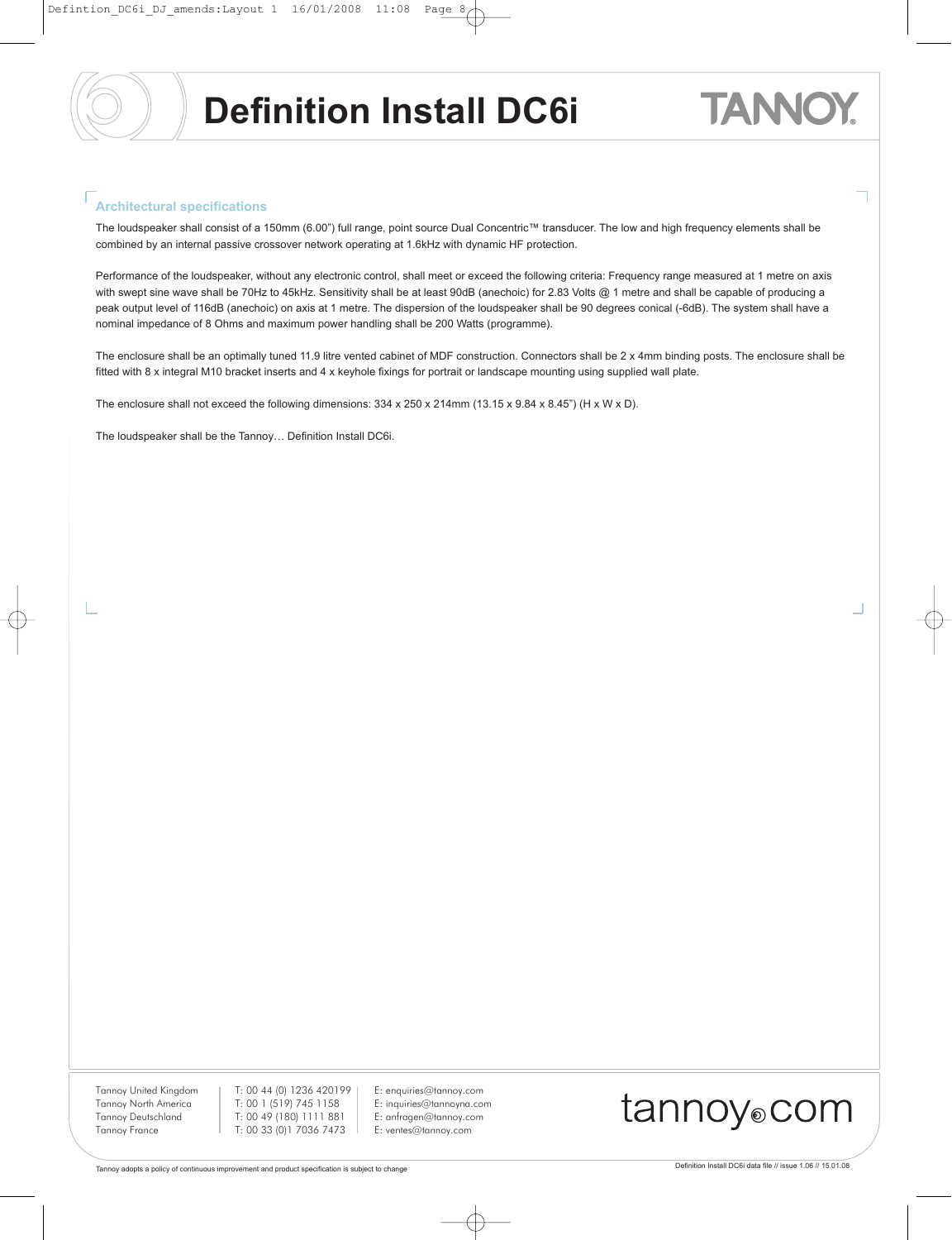# Definition Install DC6i

TANNOY

## Architectural specifications

The loudspeaker shall consist of a 150mm (6.00") full range, point source Dual Concentric™ transducer. The low and high frequency elements shall be combined by an internal passive crossover network operating at 1.6kHz with dynamic HF protection.

Performance of the loudspeaker, without any electronic control, shall meet or exceed the following criteria: Frequency range measured at 1 metre on axis with swept sine wave shall be 70Hz to 45kHz. Sensitivity shall be at least 90dB (anechoic) for 2.83 Volts @ 1 metre and shall be capable of producing a peak output level of 116dB (anechoic) on axis at 1 metre. The dispersion of the loudspeaker shall be 90 degrees conical (-6dB). The system shall have a nominal impedance of 8 Ohms and maximum power handling shall be 200 Watts (programme).

The enclosure shall be an optimally tuned 11.9 litre vented cabinet of MDF construction. Connectors shall be 2 x 4mm binding posts. The enclosure shall be fitted with 8 x integral M10 bracket inserts and 4 x keyhole fixings for portrait or landscape mounting using supplied wall plate.

The enclosure shall not exceed the following dimensions: 334 x 250 x 214mm (13.15 x 9.84 x 8.45") (H x W x D).

The loudspeaker shall be the Tannoy… Definition Install DC6i.

| | | |
|---|---|---|
| Tannoy United Kingdom | T: 00 44 (0) 1236 420199 | E: enquiries@tannoy.com |
| Tannoy North America | T: 00 1 (519) 745 1158 | E: inquiries@tannoyna.com |
| Tannoy Deutschland | T: 00 49 (180) 1111 881 | E: anfragen@tannoy.com |
| Tannoy France | T: 00 33 (0)1 7036 7473 | E: ventes@tannoy.com |

tannoy.com

Tannoy adopts a policy of continuous improvement and product specification is subject to change

Definition Install DC6i data file // issue 1.06 // 15.01.08